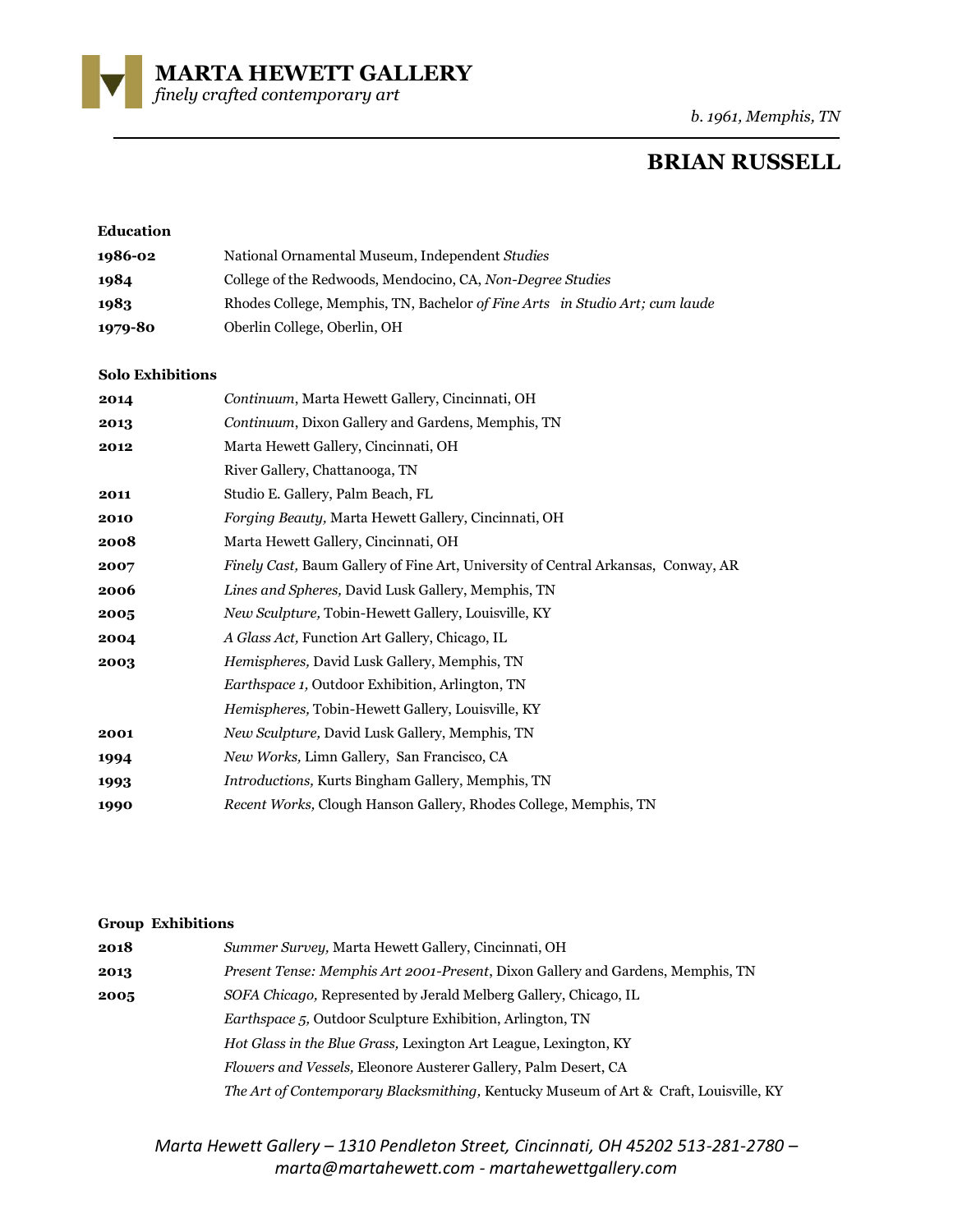**MARTA HEWETT GALLERY**
*finely crafted contemporary art*

*b. 1961, Memphis, TN*

# BRIAN RUSSELL

### Education

| | |
|---|---|
| **1986-02** | National Ornamental Museum, Independent *Studies* |
| **1984** | College of the Redwoods, Mendocino, CA, *Non-Degree Studies* |
| **1983** | Rhodes College, Memphis, TN, Bachelor *of Fine Arts in Studio Art; cum laude* |
| **1979-80** | Oberlin College, Oberlin, OH |

### Solo Exhibitions

| | |
|---|---|
| **2014** | *Continuum*, Marta Hewett Gallery, Cincinnati, OH |
| **2013** | *Continuum*, Dixon Gallery and Gardens, Memphis, TN |
| **2012** | Marta Hewett Gallery, Cincinnati, OH |
| | River Gallery, Chattanooga, TN |
| **2011** | Studio E. Gallery, Palm Beach, FL |
| **2010** | *Forging Beauty,* Marta Hewett Gallery, Cincinnati, OH |
| **2008** | Marta Hewett Gallery, Cincinnati, OH |
| **2007** | *Finely Cast,* Baum Gallery of Fine Art, University of Central Arkansas, Conway, AR |
| **2006** | *Lines and Spheres,* David Lusk Gallery, Memphis, TN |
| **2005** | *New Sculpture,* Tobin-Hewett Gallery, Louisville, KY |
| **2004** | *A Glass Act,* Function Art Gallery, Chicago, IL |
| **2003** | *Hemispheres,* David Lusk Gallery, Memphis, TN |
| | *Earthspace 1,* Outdoor Exhibition, Arlington, TN |
| | *Hemispheres,* Tobin-Hewett Gallery, Louisville, KY |
| **2001** | *New Sculpture,* David Lusk Gallery, Memphis, TN |
| **1994** | *New Works,* Limn Gallery, San Francisco, CA |
| **1993** | *Introductions,* Kurts Bingham Gallery, Memphis, TN |
| **1990** | *Recent Works,* Clough Hanson Gallery, Rhodes College, Memphis, TN |

### Group Exhibitions

| | |
|---|---|
| **2018** | *Summer Survey,* Marta Hewett Gallery, Cincinnati, OH |
| **2013** | *Present Tense: Memphis Art 2001-Present*, Dixon Gallery and Gardens, Memphis, TN |
| **2005** | *SOFA Chicago,* Represented by Jerald Melberg Gallery, Chicago, IL |
| | *Earthspace 5,* Outdoor Sculpture Exhibition, Arlington, TN |
| | *Hot Glass in the Blue Grass,* Lexington Art League, Lexington, KY |
| | *Flowers and Vessels,* Eleonore Austerer Gallery, Palm Desert, CA |
| | *The Art of Contemporary Blacksmithing,* Kentucky Museum of Art & Craft, Louisville, KY |

*Marta Hewett Gallery – 1310 Pendleton Street, Cincinnati, OH 45202 513-281-2780 – marta@martahewett.com - martahewettgallery.com*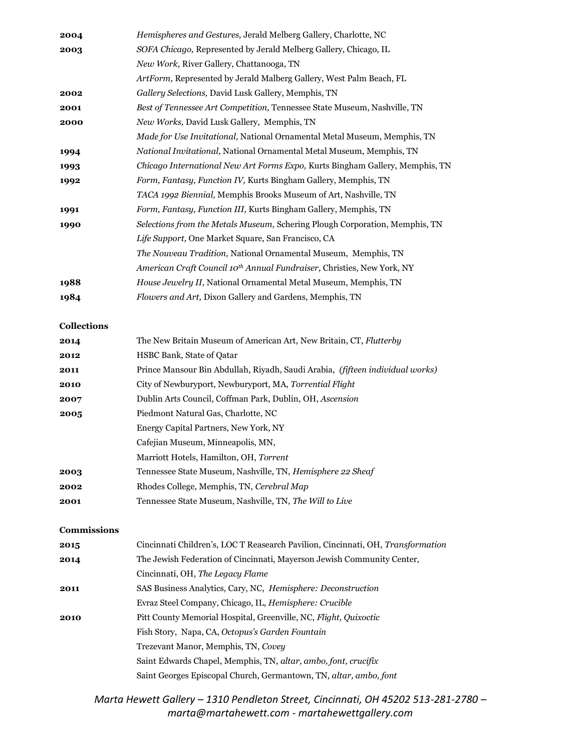| | |
|---|---|
| **2004** | *Hemispheres and Gestures,* Jerald Melberg Gallery, Charlotte, NC |
| **2003** | *SOFA Chicago,* Represented by Jerald Melberg Gallery, Chicago, IL |
| | *New Work,* River Gallery, Chattanooga, TN |
| | *ArtForm,* Represented by Jerald Malberg Gallery, West Palm Beach, FL |
| **2002** | *Gallery Selections,* David Lusk Gallery, Memphis, TN |
| **2001** | *Best of Tennessee Art Competition,* Tennessee State Museum, Nashville, TN |
| **2000** | *New Works,* David Lusk Gallery, Memphis, TN |
| | *Made for Use Invitational,* National Ornamental Metal Museum, Memphis, TN |
| **1994** | *National Invitational,* National Ornamental Metal Museum, Memphis, TN |
| **1993** | *Chicago International New Art Forms Expo,* Kurts Bingham Gallery, Memphis, TN |
| **1992** | *Form, Fantasy, Function IV,* Kurts Bingham Gallery, Memphis, TN |
| | *TACA 1992 Biennial,* Memphis Brooks Museum of Art, Nashville, TN |
| **1991** | *Form, Fantasy, Function III,* Kurts Bingham Gallery, Memphis, TN |
| **1990** | *Selections from the Metals Museum,* Schering Plough Corporation, Memphis, TN |
| | *Life Support,* One Market Square, San Francisco, CA |
| | *The Nouveau Tradition,* National Ornamental Museum, Memphis, TN |
| | *American Craft Council 10th Annual Fundraiser,* Christies, New York, NY |
| **1988** | *House Jewelry II,* National Ornamental Metal Museum, Memphis, TN |
| **1984** | *Flowers and Art,* Dixon Gallery and Gardens, Memphis, TN |

### Collections

| | |
|---|---|
| **2014** | The New Britain Museum of American Art, New Britain, CT, *Flutterby* |
| **2012** | HSBC Bank, State of Qatar |
| **2011** | Prince Mansour Bin Abdullah, Riyadh, Saudi Arabia, *(fifteen individual works)* |
| **2010** | City of Newburyport, Newburyport, MA, *Torrential Flight* |
| **2007** | Dublin Arts Council, Coffman Park, Dublin, OH, *Ascension* |
| **2005** | Piedmont Natural Gas, Charlotte, NC |
| | Energy Capital Partners, New York, NY |
| | Cafejian Museum, Minneapolis, MN, |
| | Marriott Hotels, Hamilton, OH, *Torrent* |
| **2003** | Tennessee State Museum, Nashville, TN, *Hemisphere 22 Sheaf* |
| **2002** | Rhodes College, Memphis, TN, *Cerebral Map* |
| **2001** | Tennessee State Museum, Nashville, TN, *The Will to Live* |

### Commissions

| | |
|---|---|
| **2015** | Cincinnati Children's, LOC T Reasearch Pavilion, Cincinnati, OH, *Transformation* |
| **2014** | The Jewish Federation of Cincinnati, Mayerson Jewish Community Center, Cincinnati, OH, *The Legacy Flame* |
| **2011** | SAS Business Analytics, Cary, NC, *Hemisphere: Deconstruction* |
| | Evraz Steel Company, Chicago, IL, *Hemisphere: Crucible* |
| **2010** | Pitt County Memorial Hospital, Greenville, NC, *Flight, Quixoctic* |
| | Fish Story, Napa, CA, *Octopus's Garden Fountain* |
| | Trezevant Manor, Memphis, TN, *Covey* |
| | Saint Edwards Chapel, Memphis, TN, *altar, ambo, font, crucifix* |
| | Saint Georges Episcopal Church, Germantown, TN, *altar, ambo, font* |

*Marta Hewett Gallery – 1310 Pendleton Street, Cincinnati, OH 45202 513-281-2780 – marta@martahewett.com - martahewettgallery.com*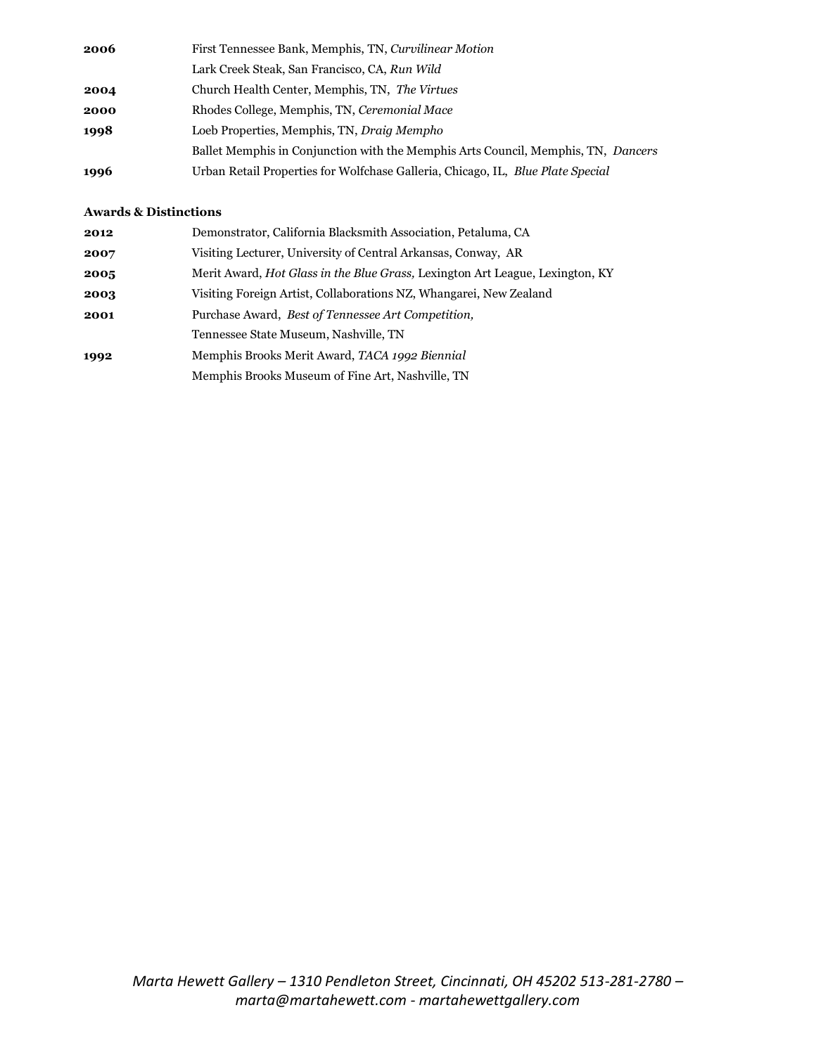| | |
|---|---|
| **2006** | First Tennessee Bank, Memphis, TN, *Curvilinear Motion* |
| | Lark Creek Steak, San Francisco, CA, *Run Wild* |
| **2004** | Church Health Center, Memphis, TN, *The Virtues* |
| **2000** | Rhodes College, Memphis, TN, *Ceremonial Mace* |
| **1998** | Loeb Properties, Memphis, TN, *Draig Mempho* |
| | Ballet Memphis in Conjunction with the Memphis Arts Council, Memphis, TN, *Dancers* |
| **1996** | Urban Retail Properties for Wolfchase Galleria, Chicago, IL, *Blue Plate Special* |

**Awards & Distinctions**

| | |
|---|---|
| **2012** | Demonstrator, California Blacksmith Association, Petaluma, CA |
| **2007** | Visiting Lecturer, University of Central Arkansas, Conway, AR |
| **2005** | Merit Award, *Hot Glass in the Blue Grass,* Lexington Art League, Lexington, KY |
| **2003** | Visiting Foreign Artist, Collaborations NZ, Whangarei, New Zealand |
| **2001** | Purchase Award, *Best of Tennessee Art Competition,* |
| | Tennessee State Museum, Nashville, TN |
| **1992** | Memphis Brooks Merit Award, *TACA 1992 Biennial* |
| | Memphis Brooks Museum of Fine Art, Nashville, TN |

*Marta Hewett Gallery – 1310 Pendleton Street, Cincinnati, OH 45202 513-281-2780 – marta@martahewett.com - martahewettgallery.com*